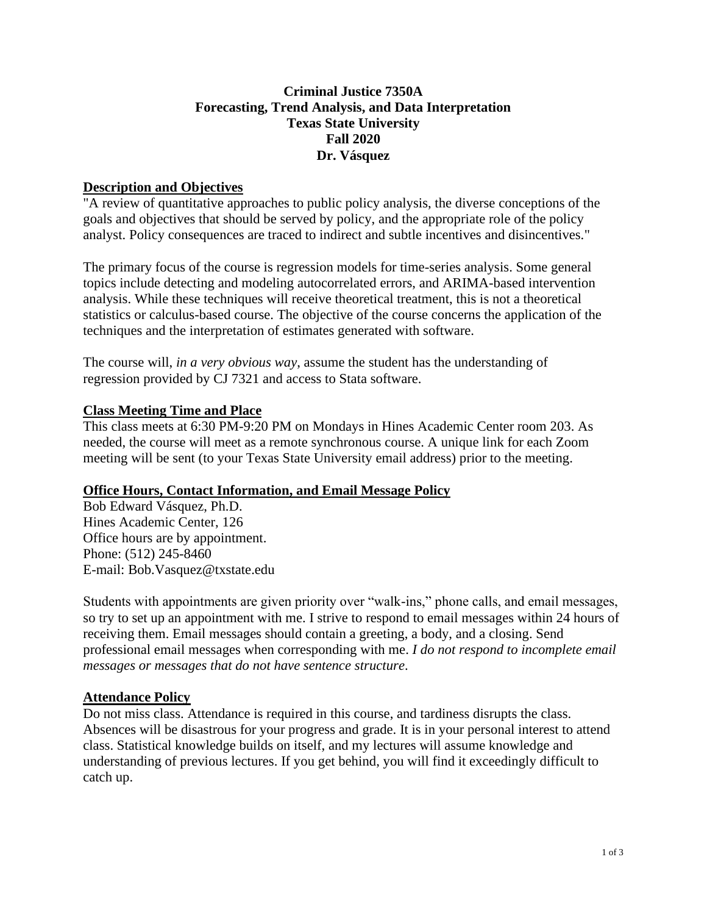# Criminal Justice 7350A
# Forecasting, Trend Analysis, and Data Interpretation
# Texas State University
# Fall 2020
# Dr. Vásquez

## Description and Objectives

"A review of quantitative approaches to public policy analysis, the diverse conceptions of the goals and objectives that should be served by policy, and the appropriate role of the policy analyst. Policy consequences are traced to indirect and subtle incentives and disincentives."

The primary focus of the course is regression models for time-series analysis. Some general topics include detecting and modeling autocorrelated errors, and ARIMA-based intervention analysis. While these techniques will receive theoretical treatment, this is not a theoretical statistics or calculus-based course. The objective of the course concerns the application of the techniques and the interpretation of estimates generated with software.

The course will, *in a very obvious way*, assume the student has the understanding of regression provided by CJ 7321 and access to Stata software.

## Class Meeting Time and Place

This class meets at 6:30 PM-9:20 PM on Mondays in Hines Academic Center room 203. As needed, the course will meet as a remote synchronous course. A unique link for each Zoom meeting will be sent (to your Texas State University email address) prior to the meeting.

## Office Hours, Contact Information, and Email Message Policy

Bob Edward Vásquez, Ph.D.
Hines Academic Center, 126
Office hours are by appointment.
Phone: (512) 245-8460
E-mail: Bob.Vasquez@txstate.edu

Students with appointments are given priority over "walk-ins," phone calls, and email messages, so try to set up an appointment with me. I strive to respond to email messages within 24 hours of receiving them. Email messages should contain a greeting, a body, and a closing. Send professional email messages when corresponding with me. *I do not respond to incomplete email messages or messages that do not have sentence structure*.

## Attendance Policy

Do not miss class. Attendance is required in this course, and tardiness disrupts the class. Absences will be disastrous for your progress and grade. It is in your personal interest to attend class. Statistical knowledge builds on itself, and my lectures will assume knowledge and understanding of previous lectures. If you get behind, you will find it exceedingly difficult to catch up.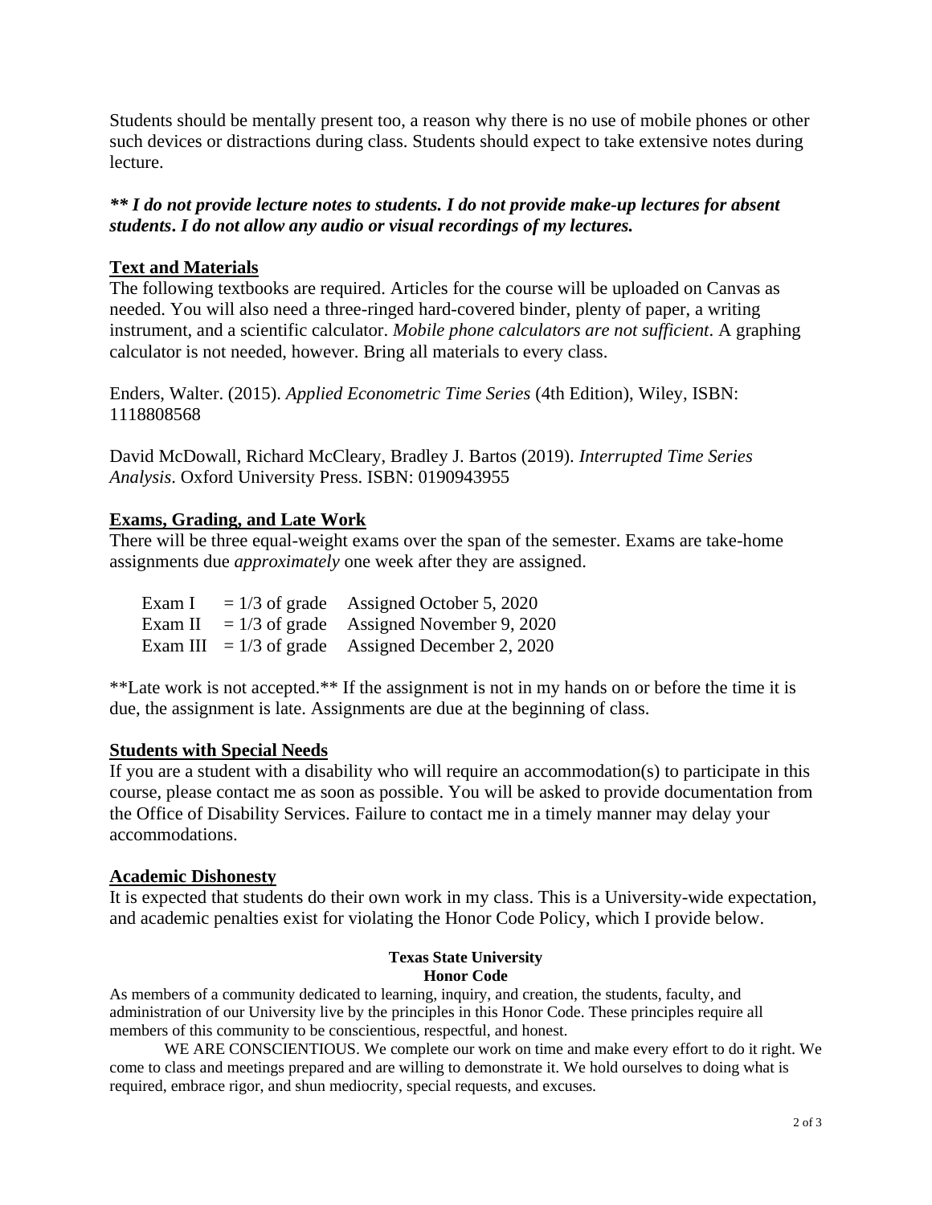Students should be mentally present too, a reason why there is no use of mobile phones or other such devices or distractions during class. Students should expect to take extensive notes during lecture.

***\*\* I do not provide lecture notes to students. I do not provide make-up lectures for absent students. I do not allow any audio or visual recordings of my lectures.***

## Text and Materials

The following textbooks are required. Articles for the course will be uploaded on Canvas as needed. You will also need a three-ringed hard-covered binder, plenty of paper, a writing instrument, and a scientific calculator. *Mobile phone calculators are not sufficient*. A graphing calculator is not needed, however. Bring all materials to every class.

Enders, Walter. (2015). *Applied Econometric Time Series* (4th Edition), Wiley, ISBN: 1118808568

David McDowall, Richard McCleary, Bradley J. Bartos (2019). *Interrupted Time Series Analysis*. Oxford University Press. ISBN: 0190943955

## Exams, Grading, and Late Work

There will be three equal-weight exams over the span of the semester. Exams are take-home assignments due *approximately* one week after they are assigned.

| | | |
|---|---|---|
| Exam I | = 1/3 of grade | Assigned October 5, 2020 |
| Exam II | = 1/3 of grade | Assigned November 9, 2020 |
| Exam III | = 1/3 of grade | Assigned December 2, 2020 |

\*\*Late work is not accepted.\*\* If the assignment is not in my hands on or before the time it is due, the assignment is late. Assignments are due at the beginning of class.

## Students with Special Needs

If you are a student with a disability who will require an accommodation(s) to participate in this course, please contact me as soon as possible. You will be asked to provide documentation from the Office of Disability Services. Failure to contact me in a timely manner may delay your accommodations.

## Academic Dishonesty

It is expected that students do their own work in my class. This is a University-wide expectation, and academic penalties exist for violating the Honor Code Policy, which I provide below.

**Texas State University**
**Honor Code**

As members of a community dedicated to learning, inquiry, and creation, the students, faculty, and administration of our University live by the principles in this Honor Code. These principles require all members of this community to be conscientious, respectful, and honest.

WE ARE CONSCIENTIOUS. We complete our work on time and make every effort to do it right. We come to class and meetings prepared and are willing to demonstrate it. We hold ourselves to doing what is required, embrace rigor, and shun mediocrity, special requests, and excuses.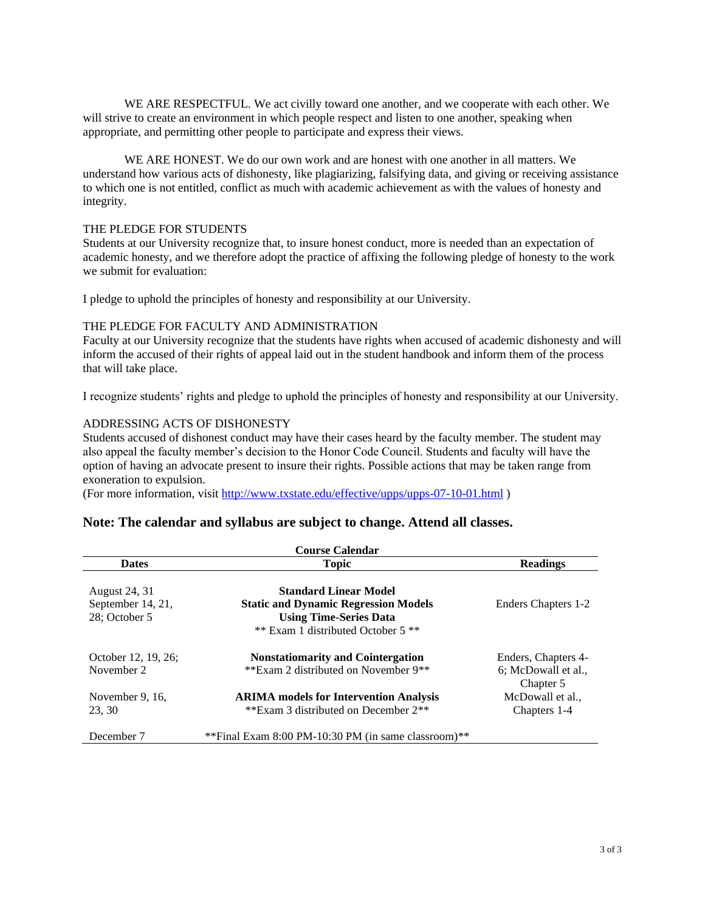WE ARE RESPECTFUL. We act civilly toward one another, and we cooperate with each other. We will strive to create an environment in which people respect and listen to one another, speaking when appropriate, and permitting other people to participate and express their views.

WE ARE HONEST. We do our own work and are honest with one another in all matters. We understand how various acts of dishonesty, like plagiarizing, falsifying data, and giving or receiving assistance to which one is not entitled, conflict as much with academic achievement as with the values of honesty and integrity.

THE PLEDGE FOR STUDENTS
Students at our University recognize that, to insure honest conduct, more is needed than an expectation of academic honesty, and we therefore adopt the practice of affixing the following pledge of honesty to the work we submit for evaluation:

I pledge to uphold the principles of honesty and responsibility at our University.

THE PLEDGE FOR FACULTY AND ADMINISTRATION
Faculty at our University recognize that the students have rights when accused of academic dishonesty and will inform the accused of their rights of appeal laid out in the student handbook and inform them of the process that will take place.

I recognize students' rights and pledge to uphold the principles of honesty and responsibility at our University.

ADDRESSING ACTS OF DISHONESTY
Students accused of dishonest conduct may have their cases heard by the faculty member. The student may also appeal the faculty member's decision to the Honor Code Council. Students and faculty will have the option of having an advocate present to insure their rights. Possible actions that may be taken range from exoneration to expulsion.
(For more information, visit http://www.txstate.edu/effective/upps/upps-07-10-01.html )

## Note: The calendar and syllabus are subject to change. Attend all classes.

**Course Calendar**

| Dates | Topic | Readings |
|---|---|---|
| August 24, 31<br>September 14, 21, 28; October 5 | **Standard Linear Model**<br>**Static and Dynamic Regression Models Using Time-Series Data**<br>** Exam 1 distributed October 5 ** | Enders Chapters 1-2 |
| October 12, 19, 26; November 2 | **Nonstatiomarity and Cointegration**<br>**Exam 2 distributed on November 9** | Enders, Chapters 4-6; McDowall et al., Chapter 5 |
| November 9, 16, 23, 30 | **ARIMA models for Intervention Analysis**<br>**Exam 3 distributed on December 2** | McDowall et al., Chapters 1-4 |
| December 7 | **Final Exam 8:00 PM-10:30 PM (in same classroom)** | |